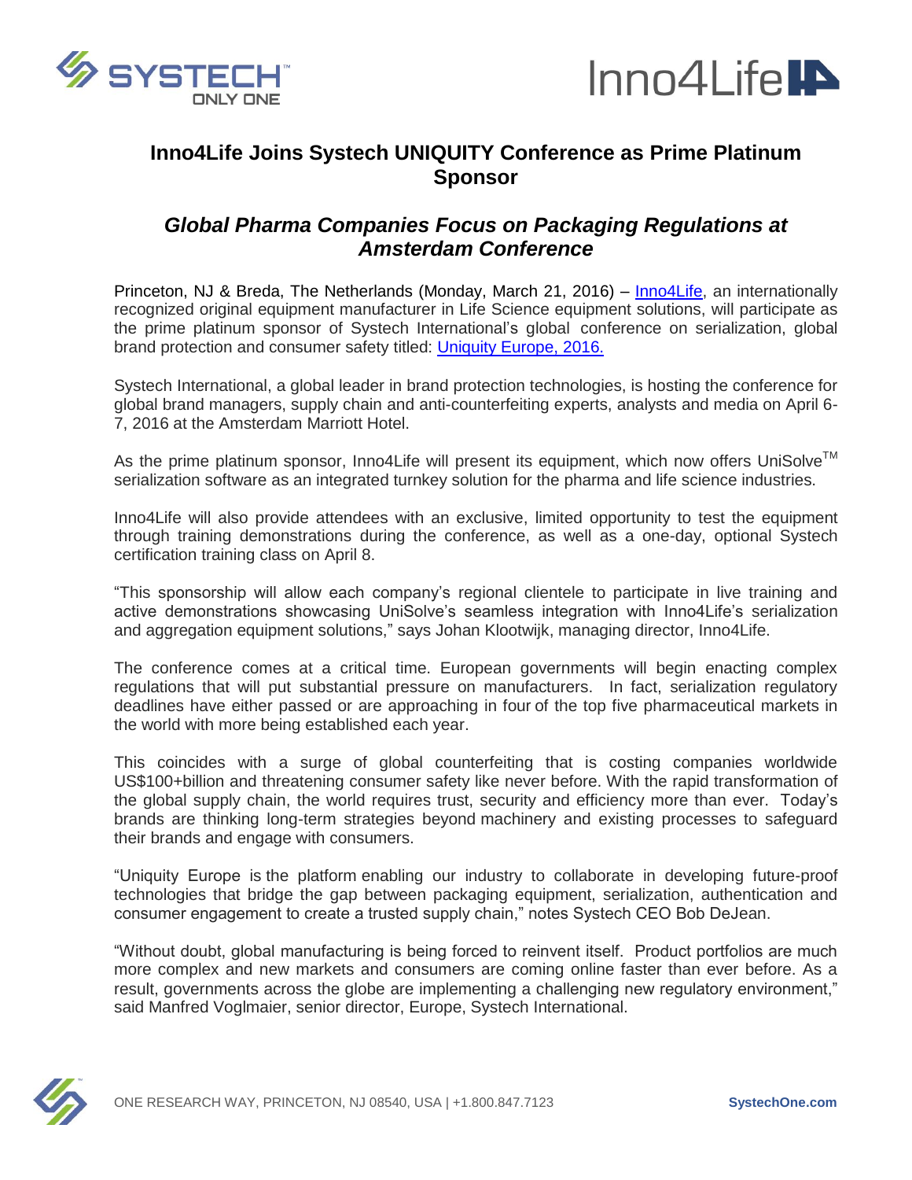# Inno4Life Joins Systech UNIQUITY Conference as Prime Platinum Sponsor

## *Global Pharma Companies Focus on Packaging Regulations at Amsterdam Conference*

Princeton, NJ & Breda, The Netherlands (Monday, March 21, 2016) – Inno4Life, an internationally recognized original equipment manufacturer in Life Science equipment solutions, will participate as the prime platinum sponsor of Systech International's global conference on serialization, global brand protection and consumer safety titled: Uniquity Europe, 2016.

Systech International, a global leader in brand protection technologies, is hosting the conference for global brand managers, supply chain and anti-counterfeiting experts, analysts and media on April 6-7, 2016 at the Amsterdam Marriott Hotel.

As the prime platinum sponsor, Inno4Life will present its equipment, which now offers UniSolve™ serialization software as an integrated turnkey solution for the pharma and life science industries.

Inno4Life will also provide attendees with an exclusive, limited opportunity to test the equipment through training demonstrations during the conference, as well as a one-day, optional Systech certification training class on April 8.

"This sponsorship will allow each company's regional clientele to participate in live training and active demonstrations showcasing UniSolve's seamless integration with Inno4Life's serialization and aggregation equipment solutions," says Johan Klootwijk, managing director, Inno4Life.

The conference comes at a critical time. European governments will begin enacting complex regulations that will put substantial pressure on manufacturers. In fact, serialization regulatory deadlines have either passed or are approaching in four of the top five pharmaceutical markets in the world with more being established each year.

This coincides with a surge of global counterfeiting that is costing companies worldwide US$100+billion and threatening consumer safety like never before. With the rapid transformation of the global supply chain, the world requires trust, security and efficiency more than ever. Today's brands are thinking long-term strategies beyond machinery and existing processes to safeguard their brands and engage with consumers.

"Uniquity Europe is the platform enabling our industry to collaborate in developing future-proof technologies that bridge the gap between packaging equipment, serialization, authentication and consumer engagement to create a trusted supply chain," notes Systech CEO Bob DeJean.

"Without doubt, global manufacturing is being forced to reinvent itself. Product portfolios are much more complex and new markets and consumers are coming online faster than ever before. As a result, governments across the globe are implementing a challenging new regulatory environment," said Manfred Voglmaier, senior director, Europe, Systech International.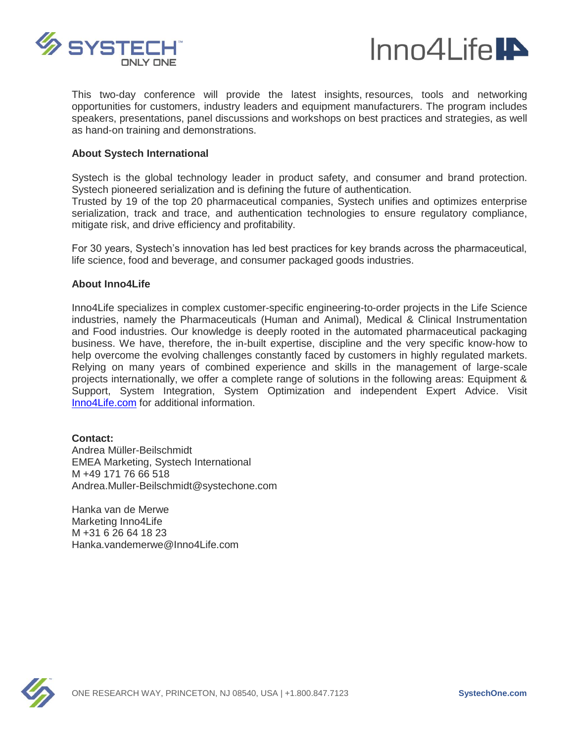This two-day conference will provide the latest insights, resources, tools and networking opportunities for customers, industry leaders and equipment manufacturers. The program includes speakers, presentations, panel discussions and workshops on best practices and strategies, as well as hand-on training and demonstrations.

**About Systech International**

Systech is the global technology leader in product safety, and consumer and brand protection. Systech pioneered serialization and is defining the future of authentication.
Trusted by 19 of the top 20 pharmaceutical companies, Systech unifies and optimizes enterprise serialization, track and trace, and authentication technologies to ensure regulatory compliance, mitigate risk, and drive efficiency and profitability.

For 30 years, Systech's innovation has led best practices for key brands across the pharmaceutical, life science, food and beverage, and consumer packaged goods industries.

**About Inno4Life**

Inno4Life specializes in complex customer-specific engineering-to-order projects in the Life Science industries, namely the Pharmaceuticals (Human and Animal), Medical & Clinical Instrumentation and Food industries. Our knowledge is deeply rooted in the automated pharmaceutical packaging business. We have, therefore, the in-built expertise, discipline and the very specific know-how to help overcome the evolving challenges constantly faced by customers in highly regulated markets. Relying on many years of combined experience and skills in the management of large-scale projects internationally, we offer a complete range of solutions in the following areas: Equipment & Support, System Integration, System Optimization and independent Expert Advice. Visit [Inno4Life.com](http://Inno4Life.com) for additional information.

**Contact:**
Andrea Müller-Beilschmidt
EMEA Marketing, Systech International
M +49 171 76 66 518
Andrea.Muller-Beilschmidt@systechone.com

Hanka van de Merwe
Marketing Inno4Life
M +31 6 26 64 18 23
Hanka.vandemerwe@Inno4Life.com